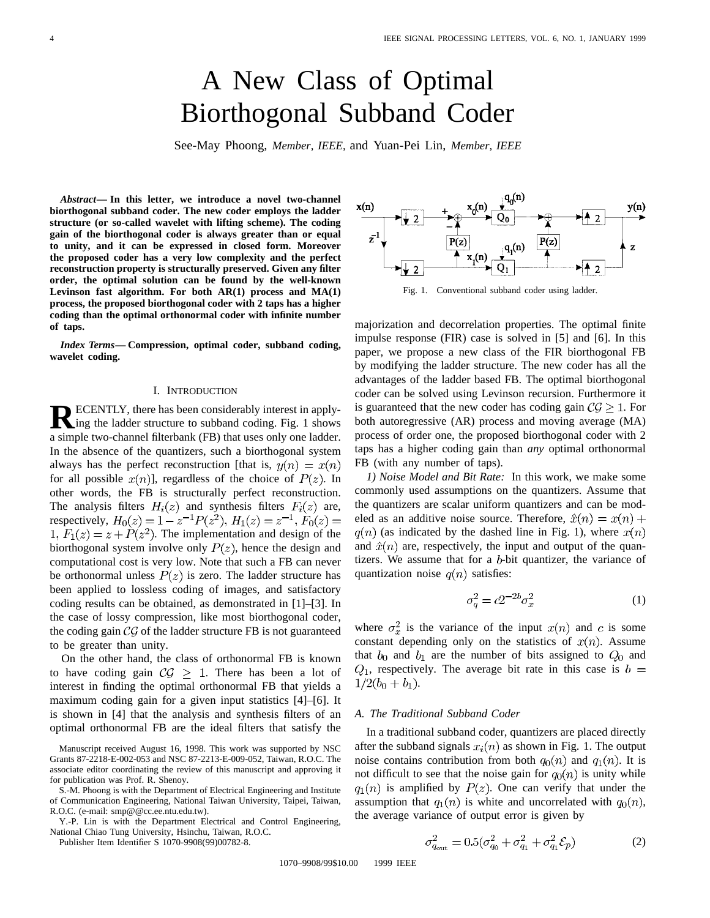# A New Class of Optimal Biorthogonal Subband Coder

See-May Phoong, *Member, IEEE,* and Yuan-Pei Lin, *Member, IEEE*

***Abstract*— In this letter, we introduce a novel two-channel biorthogonal subband coder. The new coder employs the ladder structure (or so-called wavelet with lifting scheme). The coding gain of the biorthogonal coder is always greater than or equal to unity, and it can be expressed in closed form. Moreover the proposed coder has a very low complexity and the perfect reconstruction property is structurally preserved. Given any filter order, the optimal solution can be found by the well-known Levinson fast algorithm. For both AR(1) process and MA(1) process, the proposed biorthogonal coder with 2 taps has a higher coding than the optimal orthonormal coder with infinite number of taps.**

***Index Terms*— Compression, optimal coder, subband coding, wavelet coding.**

## I. Introduction

Recently, there has been considerably interest in applying the ladder structure to subband coding. Fig. 1 shows a simple two-channel filterbank (FB) that uses only one ladder. In the absence of the quantizers, such a biorthogonal system always has the perfect reconstruction [that is, $y(n) = x(n)$ for all possible $x(n)$], regardless of the choice of $P(z)$. In other words, the FB is structurally perfect reconstruction. The analysis filters $H_i(z)$ and synthesis filters $F_i(z)$ are, respectively, $H_0(z) = 1 - z^{-1}P(z^2)$, $H_1(z) = z^{-1}$, $F_0(z) = 1$, $F_1(z) = z + P(z^2)$. The implementation and design of the biorthogonal system involve only $P(z)$, hence the design and computational cost is very low. Note that such a FB can never be orthonormal unless $P(z)$ is zero. The ladder structure has been applied to lossless coding of images, and satisfactory coding results can be obtained, as demonstrated in [1]–[3]. In the case of lossy compression, like most biorthogonal coder, the coding gain $\mathcal{CG}$ of the ladder structure FB is not guaranteed to be greater than unity.

On the other hand, the class of orthonormal FB is known to have coding gain $\mathcal{CG} \geq 1$. There has been a lot of interest in finding the optimal orthonormal FB that yields a maximum coding gain for a given input statistics [4]–[6]. It is shown in [4] that the analysis and synthesis filters of an optimal orthonormal FB are the ideal filters that satisfy the majorization and decorrelation properties. The optimal finite impulse response (FIR) case is solved in [5] and [6]. In this paper, we propose a new class of the FIR biorthogonal FB by modifying the ladder structure. The new coder has all the advantages of the ladder based FB. The optimal biorthogonal coder can be solved using Levinson recursion. Furthermore it is guaranteed that the new coder has coding gain $\mathcal{CG} \geq 1$. For both autoregressive (AR) process and moving average (MA) process of order one, the proposed biorthogonal coder with 2 taps has a higher coding gain than *any* optimal orthonormal FB (with any number of taps).

Fig. 1. Conventional subband coder using ladder.

*1) Noise Model and Bit Rate:* In this work, we make some commonly used assumptions on the quantizers. Assume that the quantizers are scalar uniform quantizers and can be modeled as an additive noise source. Therefore, $\hat{x}(n) = x(n) + q(n)$ (as indicated by the dashed line in Fig. 1), where $x(n)$ and $\hat{x}(n)$ are, respectively, the input and output of the quantizers. We assume that for a $b$-bit quantizer, the variance of quantization noise $q(n)$ satisfies:

$$\sigma_q^2 = c2^{-2b}\sigma_x^2 \tag{1}$$

where $\sigma_x^2$ is the variance of the input $x(n)$ and $c$ is some constant depending only on the statistics of $x(n)$. Assume that $b_0$ and $b_1$ are the number of bits assigned to $Q_0$ and $Q_1$, respectively. The average bit rate in this case is $b = 1/2(b_0 + b_1)$.

### A. The Traditional Subband Coder

In a traditional subband coder, quantizers are placed directly after the subband signals $x_i(n)$ as shown in Fig. 1. The output noise contains contribution from both $q_0(n)$ and $q_1(n)$. It is not difficult to see that the noise gain for $q_0(n)$ is unity while $q_1(n)$ is amplified by $P(z)$. One can verify that under the assumption that $q_1(n)$ is white and uncorrelated with $q_0(n)$, the average variance of output error is given by

$$\sigma_{q_{\text{out}}}^2 = 0.5(\sigma_{q_0}^2 + \sigma_{q_1}^2 + \sigma_{q_1}^2 \mathcal{E}_p) \tag{2}$$

Manuscript received August 16, 1998. This work was supported by NSC Grants 87-2218-E-002-053 and NSC 87-2213-E-009-052, Taiwan, R.O.C. The associate editor coordinating the review of this manuscript and approving it for publication was Prof. R. Shenoy.

S.-M. Phoong is with the Department of Electrical Engineering and Institute of Communication Engineering, National Taiwan University, Taipei, Taiwan, R.O.C. (e-mail: smp@@cc.ee.ntu.edu.tw).

Y.-P. Lin is with the Department Electrical and Control Engineering, National Chiao Tung University, Hsinchu, Taiwan, R.O.C.

Publisher Item Identifier S 1070-9908(99)00782-8.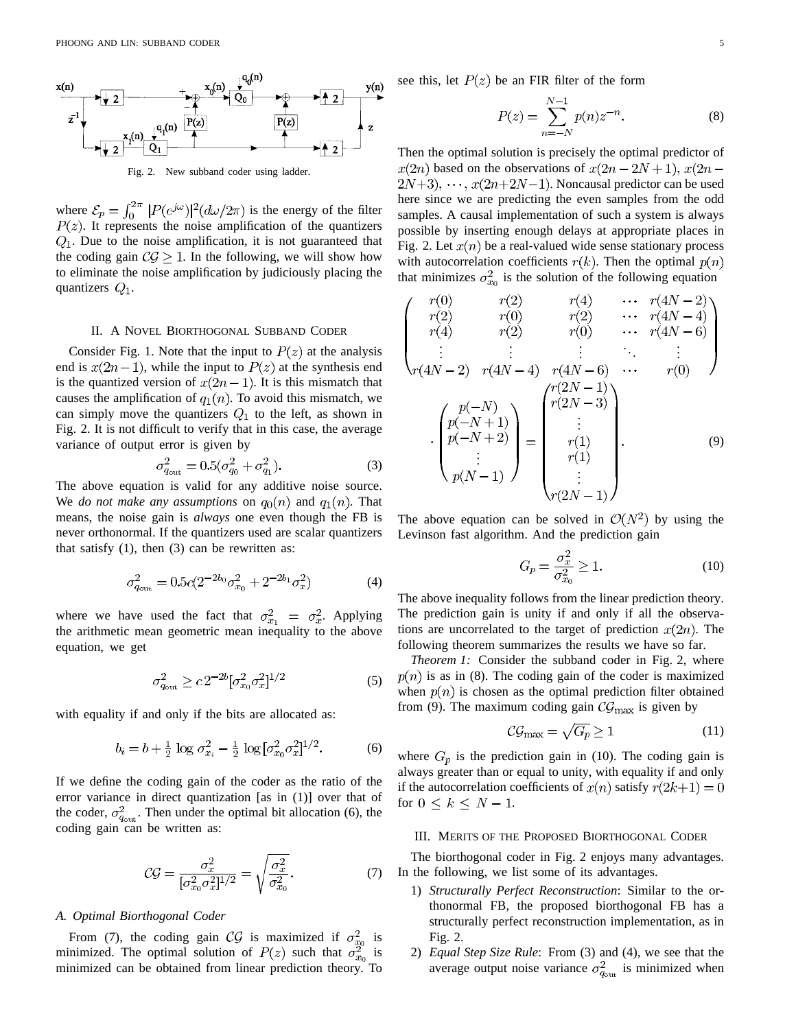Fig. 2. New subband coder using ladder.

where $\mathcal{E}_p = \int_0^{2\pi} |P(e^{j\omega})|^2 (d\omega/2\pi)$ is the energy of the filter $P(z)$. It represents the noise amplification of the quantizers $Q_1$. Due to the noise amplification, it is not guaranteed that the coding gain $\mathcal{CG} \geq 1$. In the following, we will show how to eliminate the noise amplification by judiciously placing the quantizers $Q_1$.

## II. A Novel Biorthogonal Subband Coder

Consider Fig. 1. Note that the input to $P(z)$ at the analysis end is $x(2n-1)$, while the input to $P(z)$ at the synthesis end is the quantized version of $x(2n-1)$. It is this mismatch that causes the amplification of $q_1(n)$. To avoid this mismatch, we can simply move the quantizers $Q_1$ to the left, as shown in Fig. 2. It is not difficult to verify that in this case, the average variance of output error is given by

$$\sigma_{q_{\text{out}}}^2 = 0.5(\sigma_{q_0}^2 + \sigma_{q_1}^2). \tag{3}$$

The above equation is valid for any additive noise source. We *do not make any assumptions* on $q_0(n)$ and $q_1(n)$. That means, the noise gain is *always* one even though the FB is never orthonormal. If the quantizers used are scalar quantizers that satisfy (1), then (3) can be rewritten as:

$$\sigma_{q_{\text{out}}}^2 = 0.5c(2^{-2b_0}\sigma_{x_0}^2 + 2^{-2b_1}\sigma_x^2) \tag{4}$$

where we have used the fact that $\sigma_{x_1}^2 = \sigma_x^2$. Applying the arithmetic mean geometric mean inequality to the above equation, we get

$$\sigma_{q_{\text{out}}}^2 \geq c\,2^{-2b}[\sigma_{x_0}^2 \sigma_x^2]^{1/2} \tag{5}$$

with equality if and only if the bits are allocated as:

$$b_i = b + \tfrac{1}{2}\log \sigma_{x_i}^2 - \tfrac{1}{2}\log[\sigma_{x_0}^2\sigma_x^2]^{1/2}. \tag{6}$$

If we define the coding gain of the coder as the ratio of the error variance in direct quantization [as in (1)] over that of the coder, $\sigma_{q_{\text{out}}}^2$. Then under the optimal bit allocation (6), the coding gain can be written as:

$$\mathcal{CG} = \frac{\sigma_x^2}{[\sigma_{x_0}^2\sigma_x^2]^{1/2}} = \sqrt{\frac{\sigma_x^2}{\sigma_{x_0}^2}}. \tag{7}$$

### A. Optimal Biorthogonal Coder

From (7), the coding gain $\mathcal{CG}$ is maximized if $\sigma_{x_0}^2$ is minimized. The optimal solution of $P(z)$ such that $\sigma_{x_0}^2$ is minimized can be obtained from linear prediction theory. To see this, let $P(z)$ be an FIR filter of the form

$$P(z) = \sum_{n=-N}^{N-1} p(n)z^{-n}. \tag{8}$$

Then the optimal solution is precisely the optimal predictor of $x(2n)$ based on the observations of $x(2n-2N+1)$, $x(2n-2N+3)$, $\cdots$, $x(2n+2N-1)$. Noncausal predictor can be used here since we are predicting the even samples from the odd samples. A causal implementation of such a system is always possible by inserting enough delays at appropriate places in Fig. 2. Let $x(n)$ be a real-valued wide sense stationary process with autocorrelation coefficients $r(k)$. Then the optimal $p(n)$ that minimizes $\sigma_{x_0}^2$ is the solution of the following equation

$$\begin{pmatrix} r(0) & r(2) & r(4) & \cdots & r(4N-2) \\ r(2) & r(0) & r(2) & \cdots & r(4N-4) \\ r(4) & r(2) & r(0) & \cdots & r(4N-6) \\ \vdots & \vdots & \vdots & \ddots & \vdots \\ r(4N-2) & r(4N-4) & r(4N-6) & \cdots & r(0) \end{pmatrix} \cdot \begin{pmatrix} p(-N) \\ p(-N+1) \\ p(-N+2) \\ \vdots \\ p(N-1) \end{pmatrix} = \begin{pmatrix} r(2N-1) \\ r(2N-3) \\ \vdots \\ r(1) \\ r(1) \\ \vdots \\ r(2N-1) \end{pmatrix}. \tag{9}$$

The above equation can be solved in $\mathcal{O}(N^2)$ by using the Levinson fast algorithm. And the prediction gain

$$G_p = \frac{\sigma_x^2}{\sigma_{x_0}^2} \geq 1. \tag{10}$$

The above inequality follows from the linear prediction theory. The prediction gain is unity if and only if all the observations are uncorrelated to the target of prediction $x(2n)$. The following theorem summarizes the results we have so far.

*Theorem 1:* Consider the subband coder in Fig. 2, where $p(n)$ is as in (8). The coding gain of the coder is maximized when $p(n)$ is chosen as the optimal prediction filter obtained from (9). The maximum coding gain $\mathcal{CG}_{\max}$ is given by

$$\mathcal{CG}_{\max} = \sqrt{G_p} \geq 1 \tag{11}$$

where $G_p$ is the prediction gain in (10). The coding gain is always greater than or equal to unity, with equality if and only if the autocorrelation coefficients of $x(n)$ satisfy $r(2k+1) = 0$ for $0 \leq k \leq N-1$.

## III. Merits of the Proposed Biorthogonal Coder

The biorthogonal coder in Fig. 2 enjoys many advantages. In the following, we list some of its advantages.

1) *Structurally Perfect Reconstruction*: Similar to the orthonormal FB, the proposed biorthogonal FB has a structurally perfect reconstruction implementation, as in Fig. 2.
2) *Equal Step Size Rule*: From (3) and (4), we see that the average output noise variance $\sigma_{q_{\text{out}}}^2$ is minimized when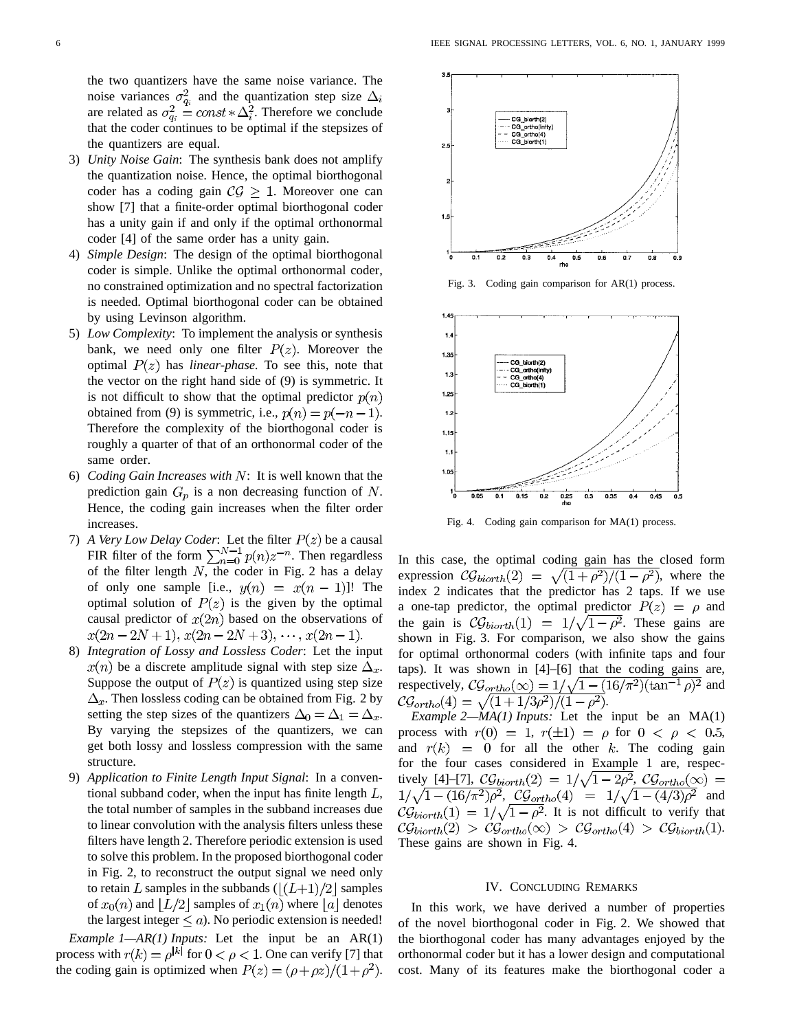the two quantizers have the same noise variance. The noise variances $\sigma_{q_i}^2$ and the quantization step size $\Delta_i$ are related as $\sigma_{q_i}^2 = const * \Delta_i^2$. Therefore we conclude that the coder continues to be optimal if the stepsizes of the quantizers are equal.

3) *Unity Noise Gain*: The synthesis bank does not amplify the quantization noise. Hence, the optimal biorthogonal coder has a coding gain $\mathcal{CG} \geq 1$. Moreover one can show [7] that a finite-order optimal biorthogonal coder has a unity gain if and only if the optimal orthonormal coder [4] of the same order has a unity gain.

4) *Simple Design*: The design of the optimal biorthogonal coder is simple. Unlike the optimal orthonormal coder, no constrained optimization and no spectral factorization is needed. Optimal biorthogonal coder can be obtained by using Levinson algorithm.

5) *Low Complexity*: To implement the analysis or synthesis bank, we need only one filter $P(z)$. Moreover the optimal $P(z)$ has *linear-phase*. To see this, note that the vector on the right hand side of (9) is symmetric. It is not difficult to show that the optimal predictor $p(n)$ obtained from (9) is symmetric, i.e., $p(n) = p(-n-1)$. Therefore the complexity of the biorthogonal coder is roughly a quarter of that of an orthonormal coder of the same order.

6) *Coding Gain Increases with $N$*: It is well known that the prediction gain $G_p$ is a non decreasing function of $N$. Hence, the coding gain increases when the filter order increases.

7) *A Very Low Delay Coder*: Let the filter $P(z)$ be a causal FIR filter of the form $\sum_{n=0}^{N-1} p(n)z^{-n}$. Then regardless of the filter length $N$, the coder in Fig. 2 has a delay of only one sample [i.e., $y(n) = x(n-1)$]! The optimal solution of $P(z)$ is the given by the optimal causal predictor of $x(2n)$ based on the observations of $x(2n-2N+1), x(2n-2N+3), \cdots, x(2n-1)$.

8) *Integration of Lossy and Lossless Coder*: Let the input $x(n)$ be a discrete amplitude signal with step size $\Delta_x$. Suppose the output of $P(z)$ is quantized using step size $\Delta_x$. Then lossless coding can be obtained from Fig. 2 by setting the step sizes of the quantizers $\Delta_0 = \Delta_1 = \Delta_x$. By varying the stepsizes of the quantizers, we can get both lossy and lossless compression with the same structure.

9) *Application to Finite Length Input Signal*: In a conventional subband coder, when the input has finite length $L$, the total number of samples in the subband increases due to linear convolution with the analysis filters unless these filters have length 2. Therefore periodic extension is used to solve this problem. In the proposed biorthogonal coder in Fig. 2, to reconstruct the output signal we need only to retain $L$ samples in the subbands ($\lfloor (L+1)/2 \rfloor$ samples of $x_0(n)$ and $\lfloor L/2 \rfloor$ samples of $x_1(n)$ where $\lfloor a \rfloor$ denotes the largest integer $\leq a$). No periodic extension is needed!

*Example 1—AR(1) Inputs:* Let the input be an AR(1) process with $r(k) = \rho^{|k|}$ for $0 < \rho < 1$. One can verify [7] that the coding gain is optimized when $P(z) = (\rho + \rho z)/(1+\rho^2)$. In this case, the optimal coding gain has the closed form expression $\mathcal{CG}_{biorth}(2) = \sqrt{(1+\rho^2)/(1-\rho^2)}$, where the index 2 indicates that the predictor has 2 taps. If we use a one-tap predictor, the optimal predictor $P(z) = \rho$ and the gain is $\mathcal{CG}_{biorth}(1) = 1/\sqrt{1-\rho^2}$. These gains are shown in Fig. 3. For comparison, we also show the gains for optimal orthonormal coders (with infinite taps and four taps). It was shown in [4]–[6] that the coding gains are, respectively, $\mathcal{CG}_{ortho}(\infty) = 1/\sqrt{1-(16/\pi^2)(\tan^{-1}\rho)^2}$ and $\mathcal{CG}_{ortho}(4) = \sqrt{(1+1/3\rho^2)/(1-\rho^2)}$.

Fig. 3. Coding gain comparison for AR(1) process.

*Example 2—MA(1) Inputs:* Let the input be an MA(1) process with $r(0) = 1$, $r(\pm 1) = \rho$ for $0 < \rho < 0.5$, and $r(k) = 0$ for all the other $k$. The coding gain for the four cases considered in Example 1 are, respectively [4]–[7], $\mathcal{CG}_{biorth}(2) = 1/\sqrt{1-2\rho^2}$, $\mathcal{CG}_{ortho}(\infty) = 1/\sqrt{1-(16/\pi^2)\rho^2}$, $\mathcal{CG}_{ortho}(4) = 1/\sqrt{1-(4/3)\rho^2}$ and $\mathcal{CG}_{biorth}(1) = 1/\sqrt{1-\rho^2}$. It is not difficult to verify that $\mathcal{CG}_{biorth}(2) > \mathcal{CG}_{ortho}(\infty) > \mathcal{CG}_{ortho}(4) > \mathcal{CG}_{biorth}(1)$. These gains are shown in Fig. 4.

Fig. 4. Coding gain comparison for MA(1) process.

## IV. Concluding Remarks

In this work, we have derived a number of properties of the novel biorthogonal coder in Fig. 2. We showed that the biorthogonal coder has many advantages enjoyed by the orthonormal coder but it has a lower design and computational cost. Many of its features make the biorthogonal coder a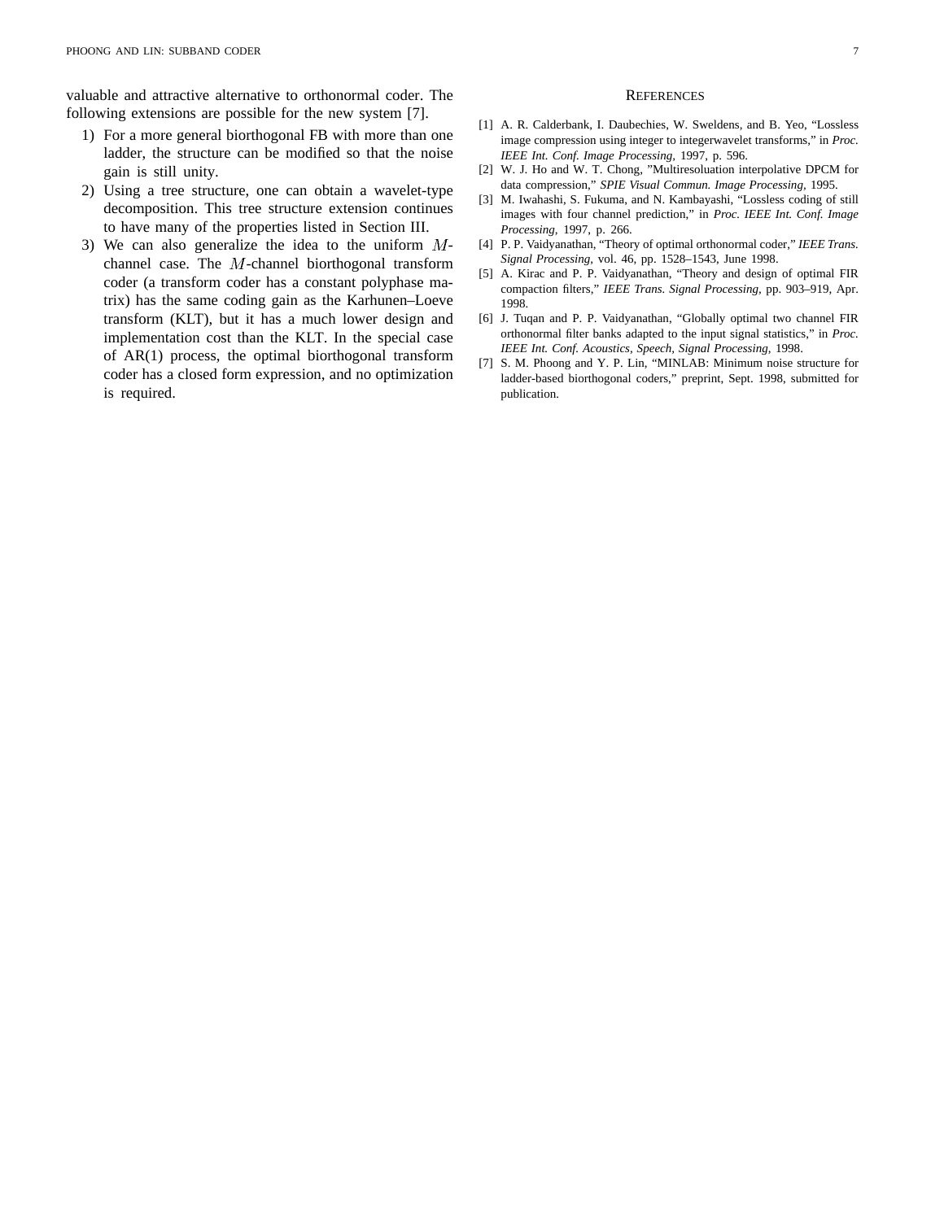valuable and attractive alternative to orthonormal coder. The following extensions are possible for the new system [7].

1) For a more general biorthogonal FB with more than one ladder, the structure can be modified so that the noise gain is still unity.
2) Using a tree structure, one can obtain a wavelet-type decomposition. This tree structure extension continues to have many of the properties listed in Section III.
3) We can also generalize the idea to the uniform $M$-channel case. The $M$-channel biorthogonal transform coder (a transform coder has a constant polyphase matrix) has the same coding gain as the Karhunen–Loeve transform (KLT), but it has a much lower design and implementation cost than the KLT. In the special case of AR(1) process, the optimal biorthogonal transform coder has a closed form expression, and no optimization is required.

## References

[1] A. R. Calderbank, I. Daubechies, W. Sweldens, and B. Yeo, "Lossless image compression using integer to integerwavelet transforms," in *Proc. IEEE Int. Conf. Image Processing*, 1997, p. 596.

[2] W. J. Ho and W. T. Chong, "Multiresoluation interpolative DPCM for data compression," *SPIE Visual Commun. Image Processing*, 1995.

[3] M. Iwahashi, S. Fukuma, and N. Kambayashi, "Lossless coding of still images with four channel prediction," in *Proc. IEEE Int. Conf. Image Processing*, 1997, p. 266.

[4] P. P. Vaidyanathan, "Theory of optimal orthonormal coder," *IEEE Trans. Signal Processing*, vol. 46, pp. 1528–1543, June 1998.

[5] A. Kirac and P. P. Vaidyanathan, "Theory and design of optimal FIR compaction filters," *IEEE Trans. Signal Processing*, pp. 903–919, Apr. 1998.

[6] J. Tuqan and P. P. Vaidyanathan, "Globally optimal two channel FIR orthonormal filter banks adapted to the input signal statistics," in *Proc. IEEE Int. Conf. Acoustics, Speech, Signal Processing*, 1998.

[7] S. M. Phoong and Y. P. Lin, "MINLAB: Minimum noise structure for ladder-based biorthogonal coders," preprint, Sept. 1998, submitted for publication.